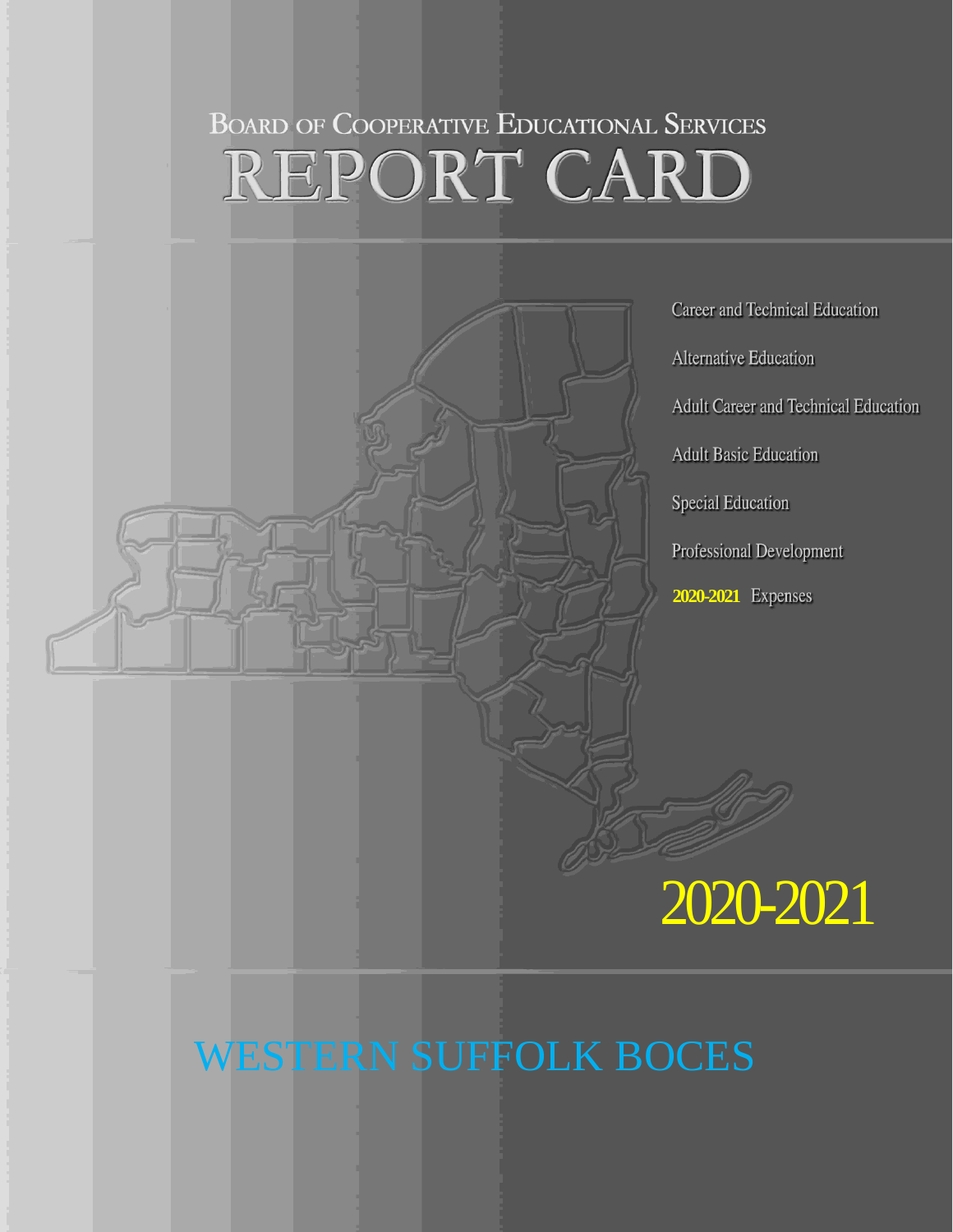# Board of Cooperative Educational Services

# REPORT CARD

- Career and Technical Education
- Alternative Education
- Adult Career and Technical Education
- Adult Basic Education
- Special Education
- Professional Development
- **2020-2021** Expenses

## 2020-2021

## WESTERN SUFFOLK BOCES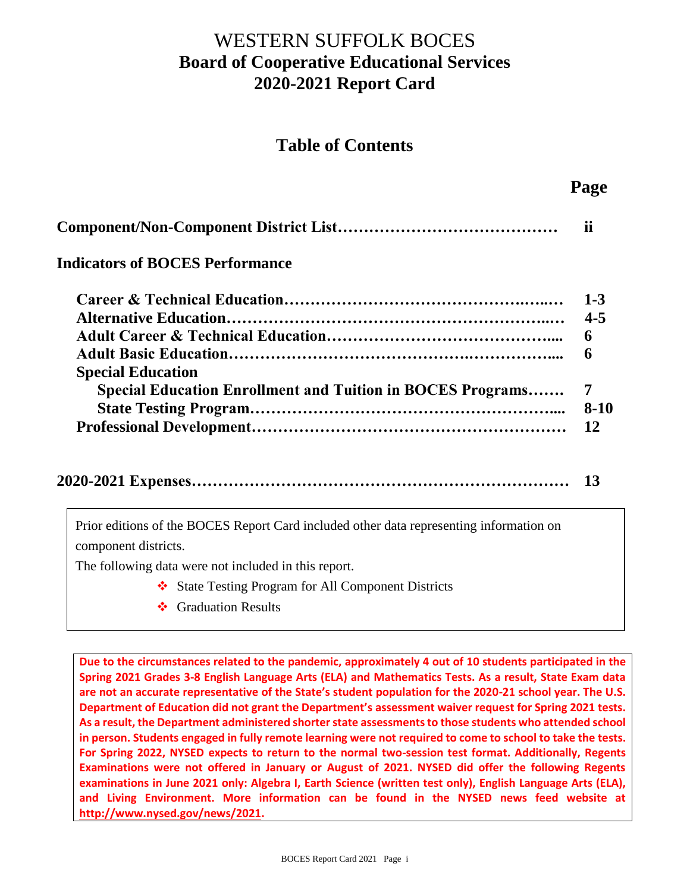# WESTERN SUFFOLK BOCES
# Board of Cooperative Educational Services
# 2020-2021 Report Card

## Table of Contents

| | Page |
|---|---|
| **Component/Non-Component District List** | **ii** |
| **Indicators of BOCES Performance** | |
| **Career & Technical Education** | **1-3** |
| **Alternative Education** | **4-5** |
| **Adult Career & Technical Education** | **6** |
| **Adult Basic Education** | **6** |
| **Special Education** | |
| **Special Education Enrollment and Tuition in BOCES Programs** | **7** |
| **State Testing Program** | **8-10** |
| **Professional Development** | **12** |
| **2020-2021 Expenses** | **13** |

Prior editions of the BOCES Report Card included other data representing information on component districts.

The following data were not included in this report.

- State Testing Program for All Component Districts
- Graduation Results

**Due to the circumstances related to the pandemic, approximately 4 out of 10 students participated in the Spring 2021 Grades 3-8 English Language Arts (ELA) and Mathematics Tests. As a result, State Exam data are not an accurate representative of the State's student population for the 2020-21 school year. The U.S. Department of Education did not grant the Department's assessment waiver request for Spring 2021 tests. As a result, the Department administered shorter state assessments to those students who attended school in person. Students engaged in fully remote learning were not required to come to school to take the tests. For Spring 2022, NYSED expects to return to the normal two-session test format. Additionally, Regents Examinations were not offered in January or August of 2021. NYSED did offer the following Regents examinations in June 2021 only: Algebra I, Earth Science (written test only), English Language Arts (ELA), and Living Environment. More information can be found in the NYSED news feed website at http://www.nysed.gov/news/2021.**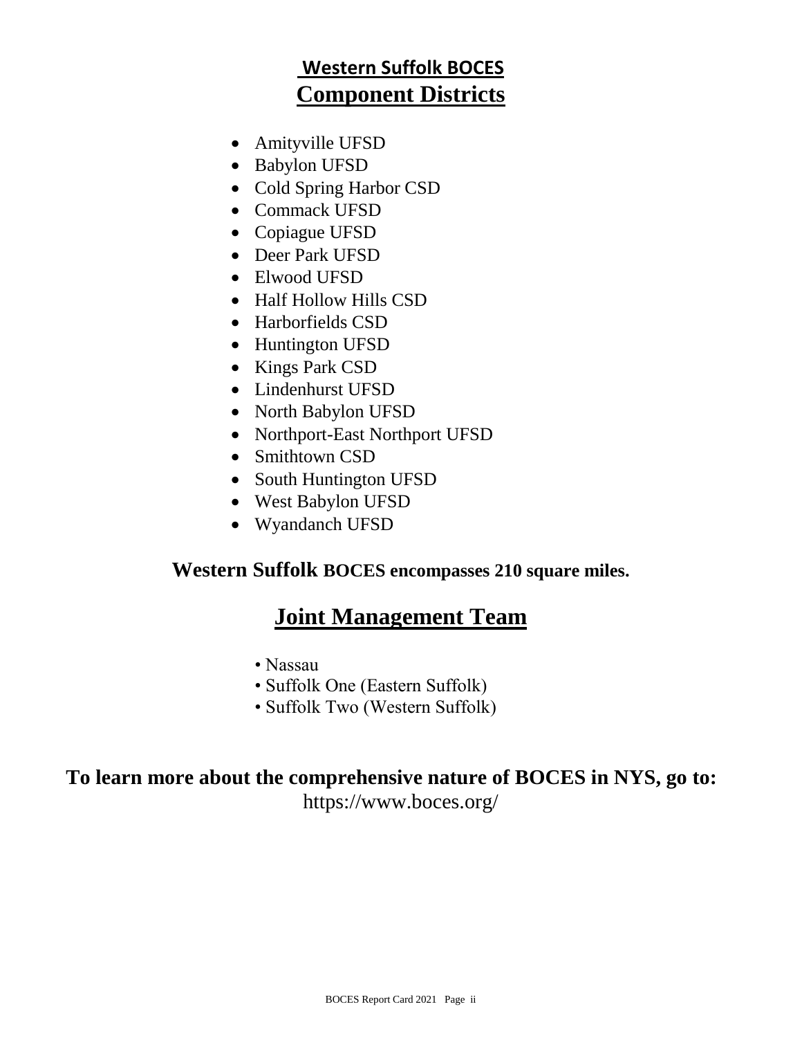## Western Suffolk BOCES

## Component Districts

- Amityville UFSD
- Babylon UFSD
- Cold Spring Harbor CSD
- Commack UFSD
- Copiague UFSD
- Deer Park UFSD
- Elwood UFSD
- Half Hollow Hills CSD
- Harborfields CSD
- Huntington UFSD
- Kings Park CSD
- Lindenhurst UFSD
- North Babylon UFSD
- Northport-East Northport UFSD
- Smithtown CSD
- South Huntington UFSD
- West Babylon UFSD
- Wyandanch UFSD

**Western Suffolk BOCES encompasses 210 square miles.**

## Joint Management Team

- Nassau
- Suffolk One (Eastern Suffolk)
- Suffolk Two (Western Suffolk)

**To learn more about the comprehensive nature of BOCES in NYS, go to:**
https://www.boces.org/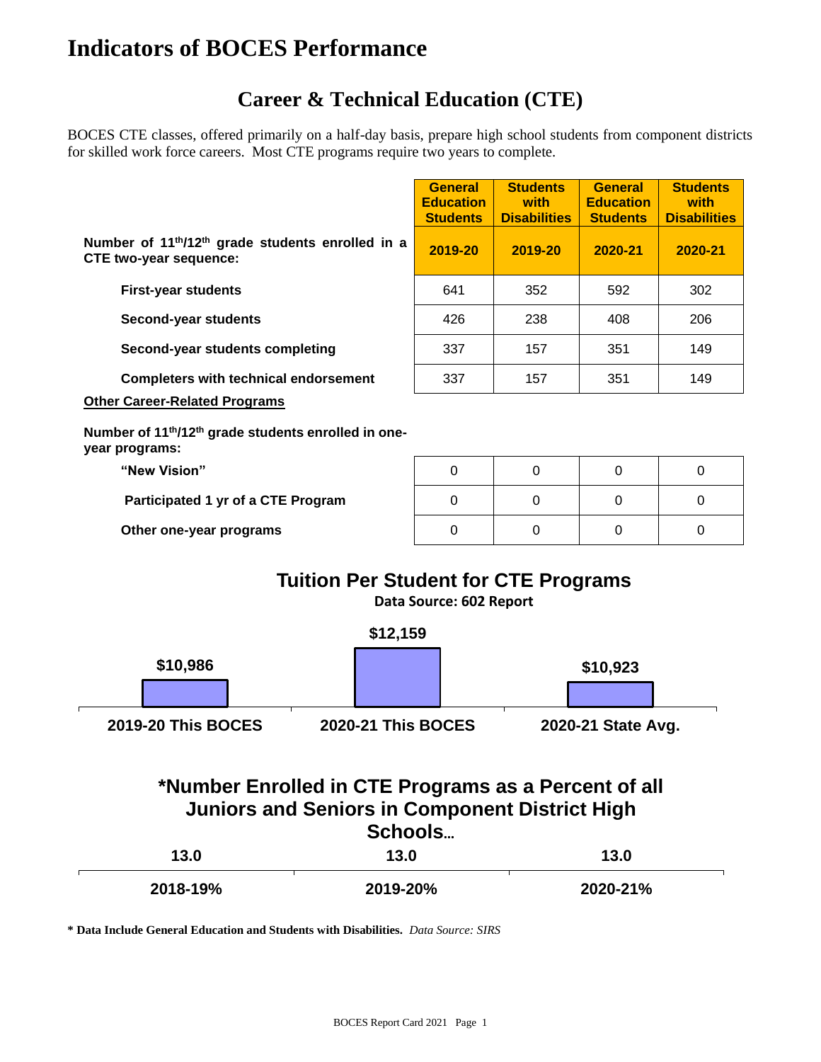# Indicators of BOCES Performance

## Career & Technical Education (CTE)

BOCES CTE classes, offered primarily on a half-day basis, prepare high school students from component districts for skilled work force careers. Most CTE programs require two years to complete.

| | General Education Students | Students with Disabilities | General Education Students | Students with Disabilities |
|---|---|---|---|---|
| **Number of 11th/12th grade students enrolled in a CTE two-year sequence:** | **2019-20** | **2019-20** | **2020-21** | **2020-21** |
| **First-year students** | 641 | 352 | 592 | 302 |
| **Second-year students** | 426 | 238 | 408 | 206 |
| **Second-year students completing** | 337 | 157 | 351 | 149 |
| **Completers with technical endorsement** | 337 | 157 | 351 | 149 |
| **Other Career-Related Programs** | | | | |
| **Number of 11th/12th grade students enrolled in one-year programs:** | | | | |
| **"New Vision"** | 0 | 0 | 0 | 0 |
| **Participated 1 yr of a CTE Program** | 0 | 0 | 0 | 0 |
| **Other one-year programs** | 0 | 0 | 0 | 0 |

### Tuition Per Student for CTE Programs

**Data Source: 602 Report**

| 2019-20 This BOCES | 2020-21 This BOCES | 2020-21 State Avg. |
|---|---|---|
| $10,986 | $12,159 | $10,923 |

### *Number Enrolled in CTE Programs as a Percent of all Juniors and Seniors in Component District High Schools...

| 2018-19% | 2019-20% | 2020-21% |
|---|---|---|
| 13.0 | 13.0 | 13.0 |

**\* Data Include General Education and Students with Disabilities.** *Data Source: SIRS*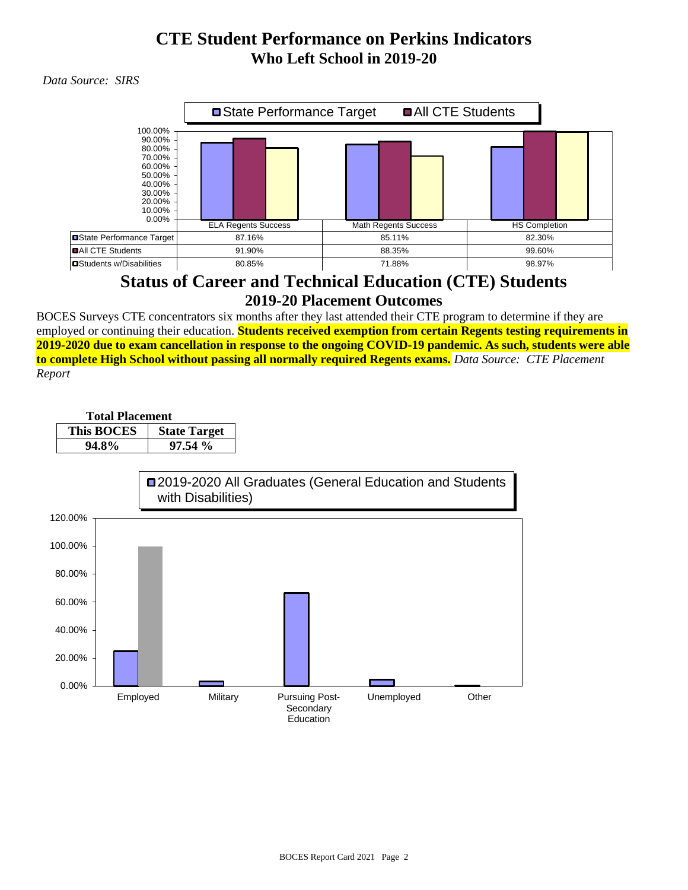# CTE Student Performance on Perkins Indicators

## Who Left School in 2019-20

*Data Source: SIRS*

| | ELA Regents Success | Math Regents Success | HS Completion |
|---|---|---|---|
| State Performance Target | 87.16% | 85.11% | 82.30% |
| All CTE Students | 91.90% | 88.35% | 99.60% |
| Students w/Disabilities | 80.85% | 71.88% | 98.97% |

# Status of Career and Technical Education (CTE) Students

## 2019-20 Placement Outcomes

BOCES Surveys CTE concentrators six months after they last attended their CTE program to determine if they are employed or continuing their education. **Students received exemption from certain Regents testing requirements in 2019-2020 due to exam cancellation in response to the ongoing COVID-19 pandemic. As such, students were able to complete High School without passing all normally required Regents exams.** *Data Source: CTE Placement Report*

**Total Placement**

| This BOCES | State Target |
|---|---|
| 94.8% | 97.54 % |

2019-2020 All Graduates (General Education and Students with Disabilities)

Categories: Employed, Military, Pursuing Post-Secondary Education, Unemployed, Other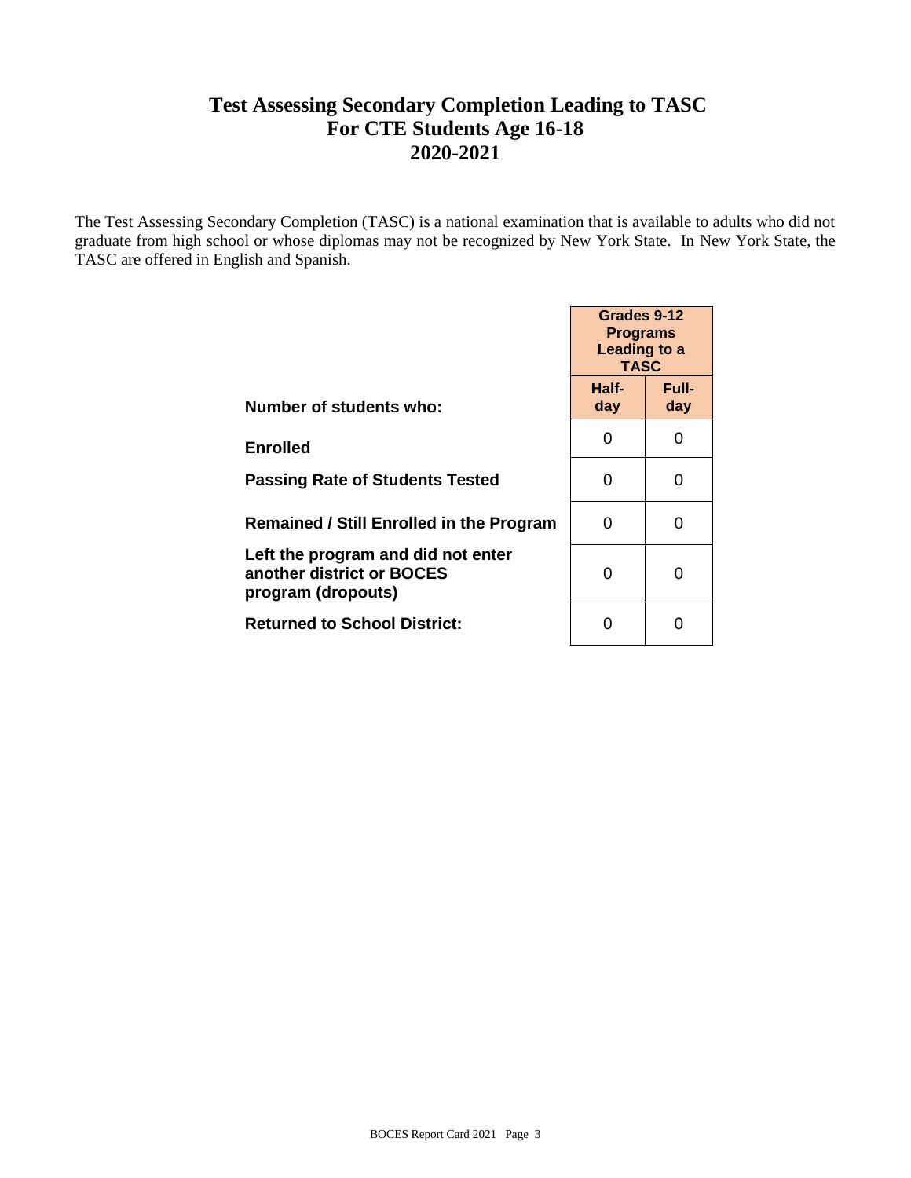# Test Assessing Secondary Completion Leading to TASC
# For CTE Students Age 16-18
# 2020-2021

The Test Assessing Secondary Completion (TASC) is a national examination that is available to adults who did not graduate from high school or whose diplomas may not be recognized by New York State. In New York State, the TASC are offered in English and Spanish.

| | Grades 9-12 Programs Leading to a TASC | |
|---|---|---|
| **Number of students who:** | **Half-day** | **Full-day** |
| **Enrolled** | 0 | 0 |
| **Passing Rate of Students Tested** | 0 | 0 |
| **Remained / Still Enrolled in the Program** | 0 | 0 |
| **Left the program and did not enter another district or BOCES program (dropouts)** | 0 | 0 |
| **Returned to School District:** | 0 | 0 |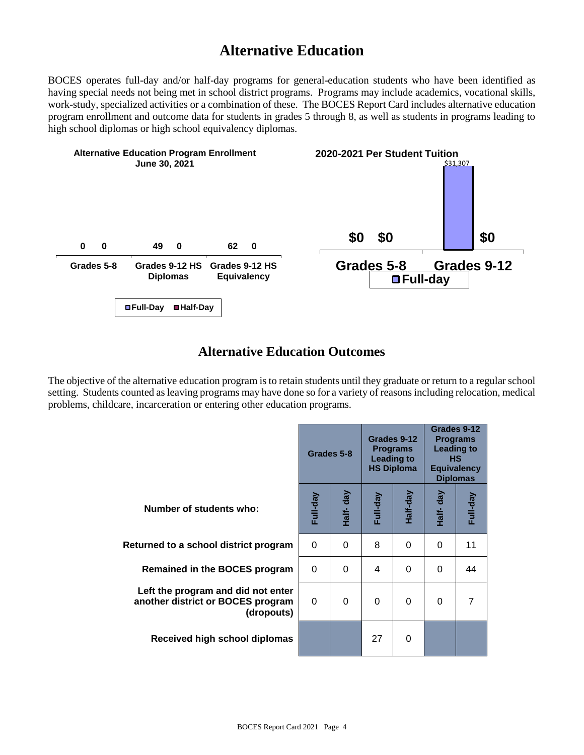# Alternative Education

BOCES operates full-day and/or half-day programs for general-education students who have been identified as having special needs not being met in school district programs. Programs may include academics, vocational skills, work-study, specialized activities or a combination of these. The BOCES Report Card includes alternative education program enrollment and outcome data for students in grades 5 through 8, as well as students in programs leading to high school diplomas or high school equivalency diplomas.

**Alternative Education Program Enrollment June 30, 2021**

| | Full-Day | Half-Day |
|---|---|---|
| Grades 5-8 | 0 | 0 |
| Grades 9-12 HS Diplomas | 49 | 0 |
| Grades 9-12 HS Equivalency | 62 | 0 |

**2020-2021 Per Student Tuition**

| | Full-day | |
|---|---|---|
| Grades 5-8 | $0 | $0 |
| Grades 9-12 | $31,307 | $0 |

## Alternative Education Outcomes

The objective of the alternative education program is to retain students until they graduate or return to a regular school setting. Students counted as leaving programs may have done so for a variety of reasons including relocation, medical problems, childcare, incarceration or entering other education programs.

| | Grades 5-8 | | Grades 9-12 Programs Leading to HS Diploma | | Grades 9-12 Programs Leading to HS Equivalency Diplomas | |
|---|---|---|---|---|---|---|
| **Number of students who:** | Full-day | Half- day | Full-day | Half-day | Half- day | Full-day |
| **Returned to a school district program** | 0 | 0 | 8 | 0 | 0 | 11 |
| **Remained in the BOCES program** | 0 | 0 | 4 | 0 | 0 | 44 |
| **Left the program and did not enter another district or BOCES program (dropouts)** | 0 | 0 | 0 | 0 | 0 | 7 |
| **Received high school diplomas** | | | 27 | 0 | | |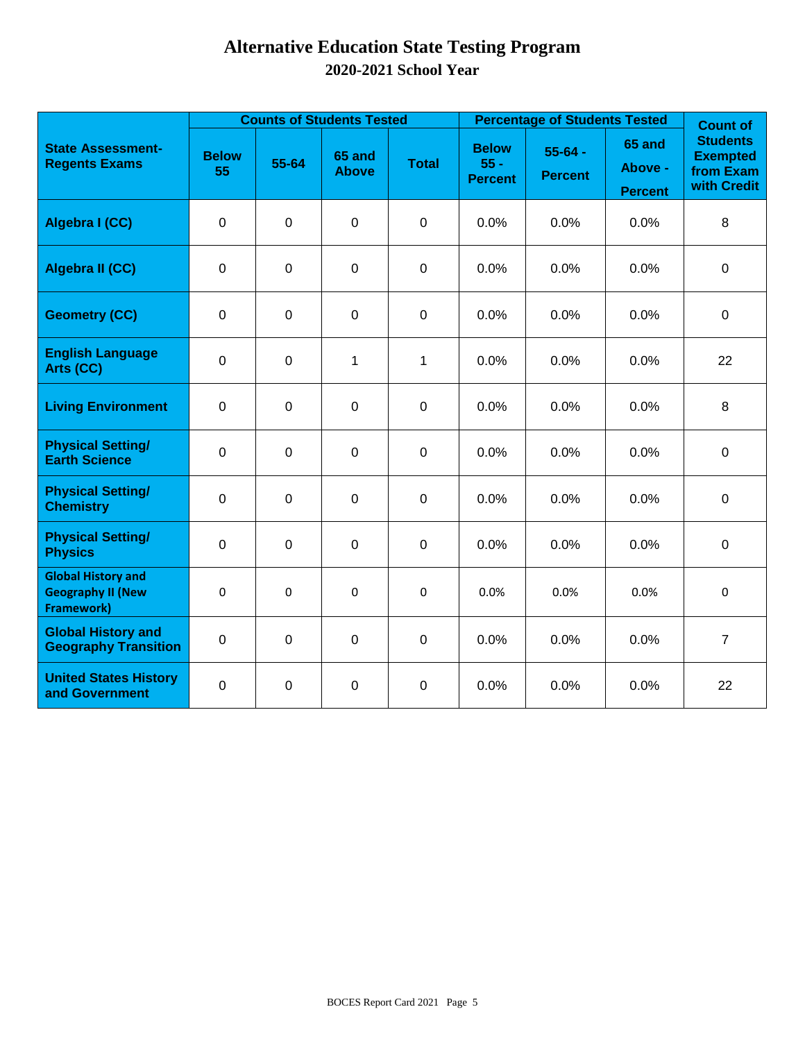# Alternative Education State Testing Program

## 2020-2021 School Year

| State Assessment-Regents Exams | Counts of Students Tested | | | | Percentage of Students Tested | | | Count of Students Exempted from Exam with Credit |
|---|---|---|---|---|---|---|---|---|
| | Below 55 | 55-64 | 65 and Above | Total | Below 55 - Percent | 55-64 - Percent | 65 and Above - Percent | |
| Algebra I (CC) | 0 | 0 | 0 | 0 | 0.0% | 0.0% | 0.0% | 8 |
| Algebra II (CC) | 0 | 0 | 0 | 0 | 0.0% | 0.0% | 0.0% | 0 |
| Geometry (CC) | 0 | 0 | 0 | 0 | 0.0% | 0.0% | 0.0% | 0 |
| English Language Arts (CC) | 0 | 0 | 1 | 1 | 0.0% | 0.0% | 0.0% | 22 |
| Living Environment | 0 | 0 | 0 | 0 | 0.0% | 0.0% | 0.0% | 8 |
| Physical Setting/ Earth Science | 0 | 0 | 0 | 0 | 0.0% | 0.0% | 0.0% | 0 |
| Physical Setting/ Chemistry | 0 | 0 | 0 | 0 | 0.0% | 0.0% | 0.0% | 0 |
| Physical Setting/ Physics | 0 | 0 | 0 | 0 | 0.0% | 0.0% | 0.0% | 0 |
| Global History and Geography II (New Framework) | 0 | 0 | 0 | 0 | 0.0% | 0.0% | 0.0% | 0 |
| Global History and Geography Transition | 0 | 0 | 0 | 0 | 0.0% | 0.0% | 0.0% | 7 |
| United States History and Government | 0 | 0 | 0 | 0 | 0.0% | 0.0% | 0.0% | 22 |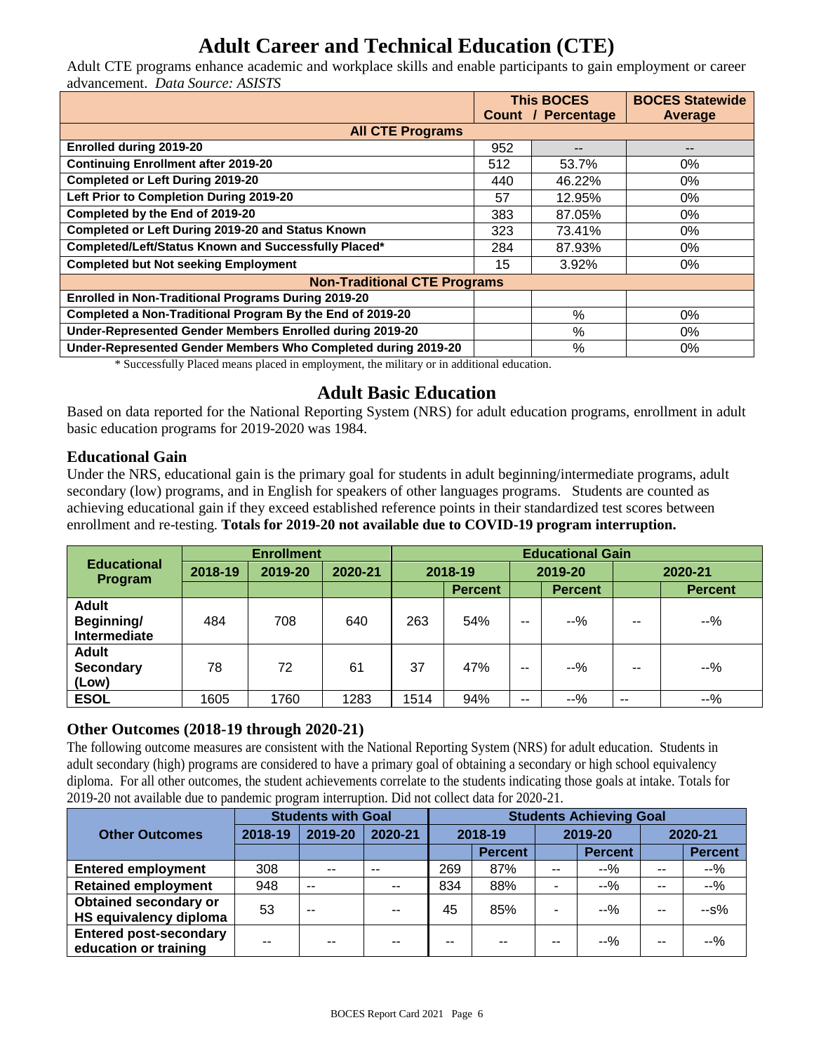# Adult Career and Technical Education (CTE)

Adult CTE programs enhance academic and workplace skills and enable participants to gain employment or career advancement. *Data Source: ASISTS*

| | This BOCES Count | / Percentage | BOCES Statewide Average |
|---|---|---|---|
| **All CTE Programs** | | | |
| **Enrolled during 2019-20** | 952 | -- | -- |
| **Continuing Enrollment after 2019-20** | 512 | 53.7% | 0% |
| **Completed or Left During 2019-20** | 440 | 46.22% | 0% |
| **Left Prior to Completion During 2019-20** | 57 | 12.95% | 0% |
| **Completed by the End of 2019-20** | 383 | 87.05% | 0% |
| **Completed or Left During 2019-20 and Status Known** | 323 | 73.41% | 0% |
| **Completed/Left/Status Known and Successfully Placed*** | 284 | 87.93% | 0% |
| **Completed but Not seeking Employment** | 15 | 3.92% | 0% |
| **Non-Traditional CTE Programs** | | | |
| **Enrolled in Non-Traditional Programs During 2019-20** | | | |
| **Completed a Non-Traditional Program By the End of 2019-20** | | % | 0% |
| **Under-Represented Gender Members Enrolled during 2019-20** | | % | 0% |
| **Under-Represented Gender Members Who Completed during 2019-20** | | % | 0% |

* Successfully Placed means placed in employment, the military or in additional education.

# Adult Basic Education

Based on data reported for the National Reporting System (NRS) for adult education programs, enrollment in adult basic education programs for 2019-2020 was 1984.

## Educational Gain

Under the NRS, educational gain is the primary goal for students in adult beginning/intermediate programs, adult secondary (low) programs, and in English for speakers of other languages programs. Students are counted as achieving educational gain if they exceed established reference points in their standardized test scores between enrollment and re-testing. **Totals for 2019-20 not available due to COVID-19 program interruption.**

| Educational Program | Enrollment | | | Educational Gain | | | | | |
|---|---|---|---|---|---|---|---|---|---|
| | 2018-19 | 2019-20 | 2020-21 | 2018-19 | | 2019-20 | | 2020-21 | |
| | | | | | Percent | | Percent | | Percent |
| **Adult Beginning/ Intermediate** | 484 | 708 | 640 | 263 | 54% | -- | --% | -- | --% |
| **Adult Secondary (Low)** | 78 | 72 | 61 | 37 | 47% | -- | --% | -- | --% |
| **ESOL** | 1605 | 1760 | 1283 | 1514 | 94% | -- | --% | -- | --% |

## Other Outcomes (2018-19 through 2020-21)

The following outcome measures are consistent with the National Reporting System (NRS) for adult education. Students in adult secondary (high) programs are considered to have a primary goal of obtaining a secondary or high school equivalency diploma. For all other outcomes, the student achievements correlate to the students indicating those goals at intake. Totals for 2019-20 not available due to pandemic program interruption. Did not collect data for 2020-21.

| Other Outcomes | Students with Goal | | | Students Achieving Goal | | | | | |
|---|---|---|---|---|---|---|---|---|---|
| | 2018-19 | 2019-20 | 2020-21 | 2018-19 | | 2019-20 | | 2020-21 | |
| | | | | | Percent | | Percent | | Percent |
| **Entered employment** | 308 | -- | -- | 269 | 87% | -- | --% | -- | --% |
| **Retained employment** | 948 | -- | -- | 834 | 88% | - | --% | -- | --% |
| **Obtained secondary or HS equivalency diploma** | 53 | -- | -- | 45 | 85% | - | --% | -- | --s% |
| **Entered post-secondary education or training** | -- | -- | -- | -- | -- | -- | --% | -- | --% |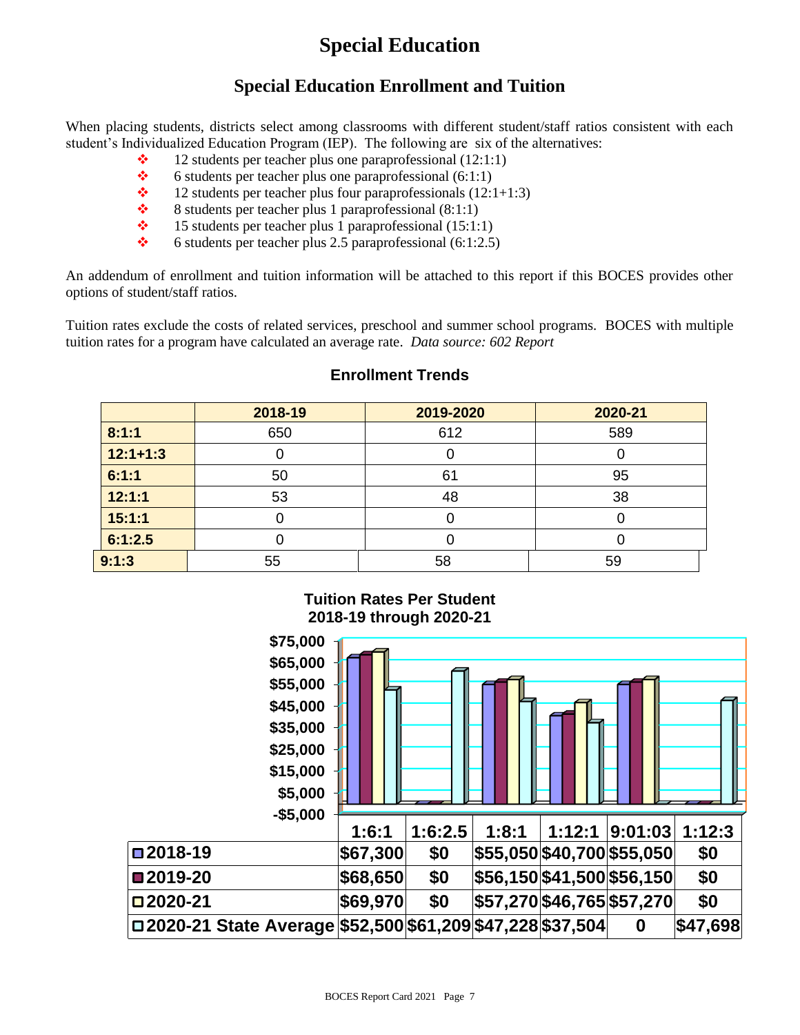# Special Education

## Special Education Enrollment and Tuition

When placing students, districts select among classrooms with different student/staff ratios consistent with each student's Individualized Education Program (IEP). The following are six of the alternatives:

- 12 students per teacher plus one paraprofessional (12:1:1)
- 6 students per teacher plus one paraprofessional (6:1:1)
- 12 students per teacher plus four paraprofessionals (12:1+1:3)
- 8 students per teacher plus 1 paraprofessional (8:1:1)
- 15 students per teacher plus 1 paraprofessional (15:1:1)
- 6 students per teacher plus 2.5 paraprofessional (6:1:2.5)

An addendum of enrollment and tuition information will be attached to this report if this BOCES provides other options of student/staff ratios.

Tuition rates exclude the costs of related services, preschool and summer school programs. BOCES with multiple tuition rates for a program have calculated an average rate. *Data source: 602 Report*

### Enrollment Trends

| | 2018-19 | 2019-2020 | 2020-21 |
|---|---|---|---|
| 8:1:1 | 650 | 612 | 589 |
| 12:1+1:3 | 0 | 0 | 0 |
| 6:1:1 | 50 | 61 | 95 |
| 12:1:1 | 53 | 48 | 38 |
| 15:1:1 | 0 | 0 | 0 |
| 6:1:2.5 | 0 | 0 | 0 |
| 9:1:3 | 55 | 58 | 59 |

### Tuition Rates Per Student 2018-19 through 2020-21

| | 1:6:1 | 1:6:2.5 | 1:8:1 | 1:12:1 | 9:01:03 | 1:12:3 |
|---|---|---|---|---|---|---|
| 2018-19 | $67,300 | $0 | $55,050 | $40,700 | $55,050 | $0 |
| 2019-20 | $68,650 | $0 | $56,150 | $41,500 | $56,150 | $0 |
| 2020-21 | $69,970 | $0 | $57,270 | $46,765 | $57,270 | $0 |
| 2020-21 State Average | $52,500 | $61,209 | $47,228 | $37,504 | 0 | $47,698 |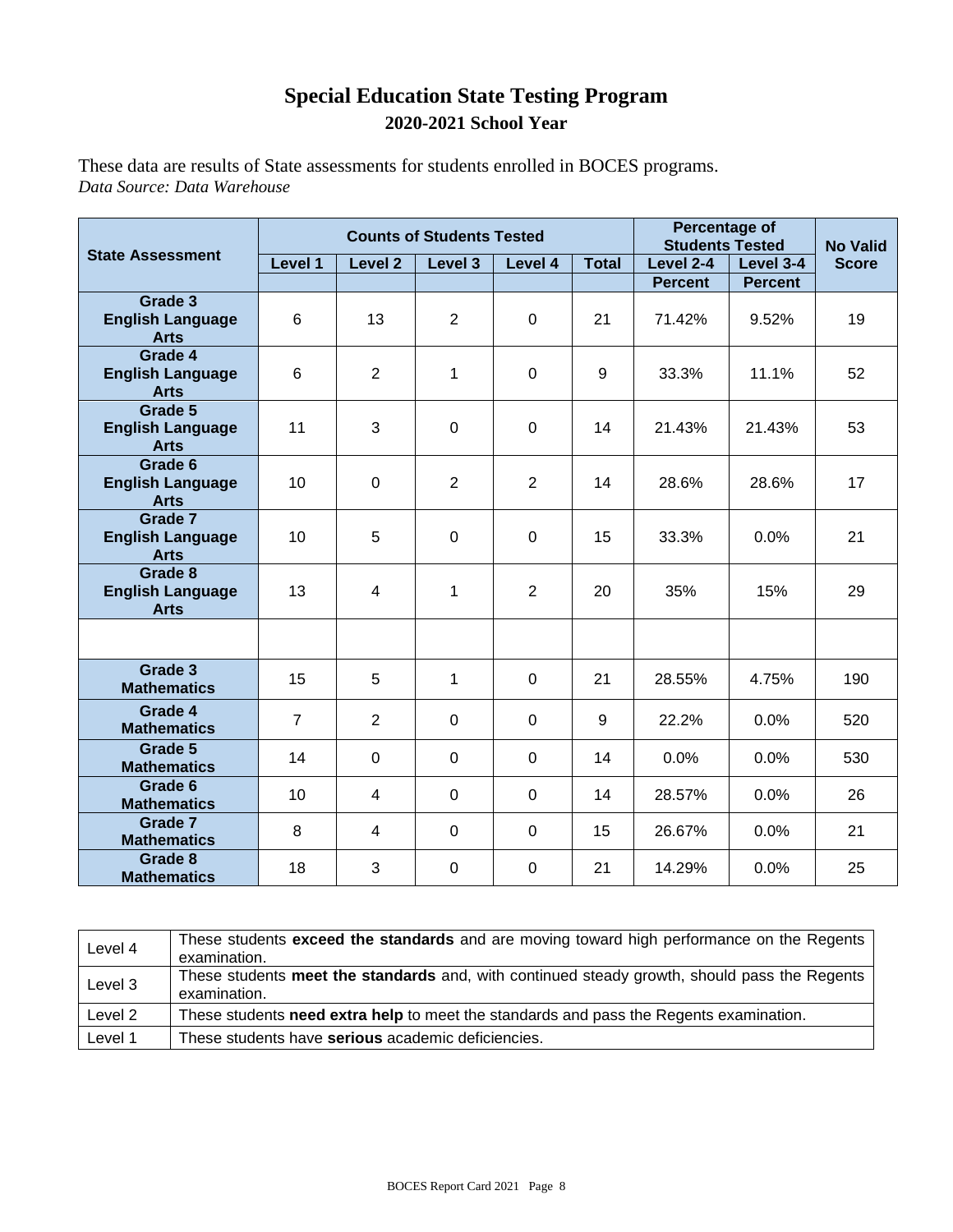# Special Education State Testing Program

## 2020-2021 School Year

These data are results of State assessments for students enrolled in BOCES programs.
*Data Source: Data Warehouse*

| State Assessment | Counts of Students Tested | | | | | Percentage of Students Tested | | No Valid Score |
|---|---|---|---|---|---|---|---|---|
| | Level 1 | Level 2 | Level 3 | Level 4 | Total | Level 2-4 | Level 3-4 | |
| | | | | | | Percent | Percent | |
| Grade 3 English Language Arts | 6 | 13 | 2 | 0 | 21 | 71.42% | 9.52% | 19 |
| Grade 4 English Language Arts | 6 | 2 | 1 | 0 | 9 | 33.3% | 11.1% | 52 |
| Grade 5 English Language Arts | 11 | 3 | 0 | 0 | 14 | 21.43% | 21.43% | 53 |
| Grade 6 English Language Arts | 10 | 0 | 2 | 2 | 14 | 28.6% | 28.6% | 17 |
| Grade 7 English Language Arts | 10 | 5 | 0 | 0 | 15 | 33.3% | 0.0% | 21 |
| Grade 8 English Language Arts | 13 | 4 | 1 | 2 | 20 | 35% | 15% | 29 |
| | | | | | | | | |
| Grade 3 Mathematics | 15 | 5 | 1 | 0 | 21 | 28.55% | 4.75% | 190 |
| Grade 4 Mathematics | 7 | 2 | 0 | 0 | 9 | 22.2% | 0.0% | 520 |
| Grade 5 Mathematics | 14 | 0 | 0 | 0 | 14 | 0.0% | 0.0% | 530 |
| Grade 6 Mathematics | 10 | 4 | 0 | 0 | 14 | 28.57% | 0.0% | 26 |
| Grade 7 Mathematics | 8 | 4 | 0 | 0 | 15 | 26.67% | 0.0% | 21 |
| Grade 8 Mathematics | 18 | 3 | 0 | 0 | 21 | 14.29% | 0.0% | 25 |

| | |
|---|---|
| Level 4 | These students **exceed the standards** and are moving toward high performance on the Regents examination. |
| Level 3 | These students **meet the standards** and, with continued steady growth, should pass the Regents examination. |
| Level 2 | These students **need extra help** to meet the standards and pass the Regents examination. |
| Level 1 | These students have **serious** academic deficiencies. |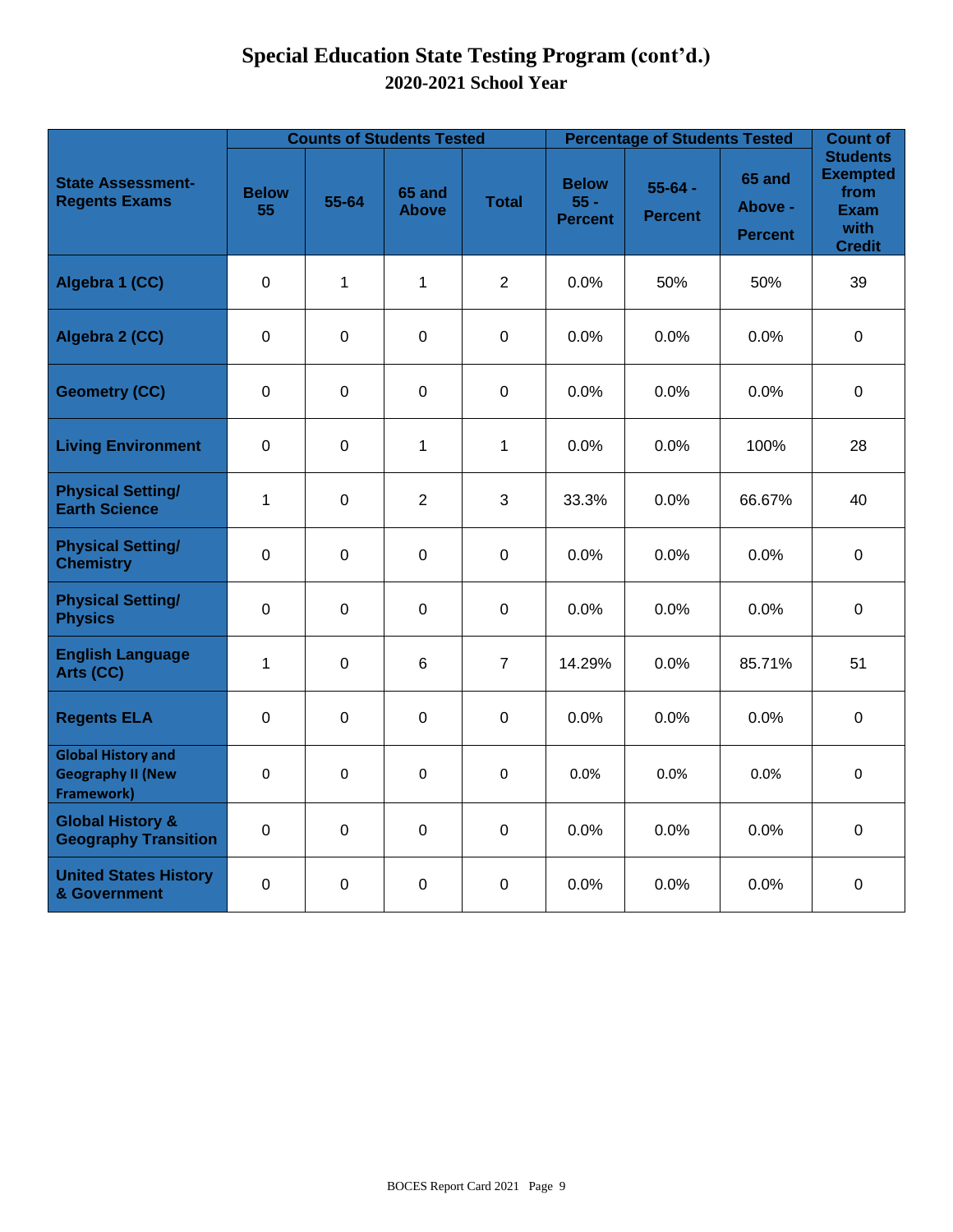# Special Education State Testing Program (cont'd.)

## 2020-2021 School Year

| State Assessment-Regents Exams | Counts of Students Tested | | | | Percentage of Students Tested | | | Count of Students Exempted from Exam with Credit |
|---|---|---|---|---|---|---|---|---|
| | Below 55 | 55-64 | 65 and Above | Total | Below 55 - Percent | 55-64 - Percent | 65 and Above - Percent | |
| Algebra 1 (CC) | 0 | 1 | 1 | 2 | 0.0% | 50% | 50% | 39 |
| Algebra 2 (CC) | 0 | 0 | 0 | 0 | 0.0% | 0.0% | 0.0% | 0 |
| Geometry (CC) | 0 | 0 | 0 | 0 | 0.0% | 0.0% | 0.0% | 0 |
| Living Environment | 0 | 0 | 1 | 1 | 0.0% | 0.0% | 100% | 28 |
| Physical Setting/ Earth Science | 1 | 0 | 2 | 3 | 33.3% | 0.0% | 66.67% | 40 |
| Physical Setting/ Chemistry | 0 | 0 | 0 | 0 | 0.0% | 0.0% | 0.0% | 0 |
| Physical Setting/ Physics | 0 | 0 | 0 | 0 | 0.0% | 0.0% | 0.0% | 0 |
| English Language Arts (CC) | 1 | 0 | 6 | 7 | 14.29% | 0.0% | 85.71% | 51 |
| Regents ELA | 0 | 0 | 0 | 0 | 0.0% | 0.0% | 0.0% | 0 |
| Global History and Geography II (New Framework) | 0 | 0 | 0 | 0 | 0.0% | 0.0% | 0.0% | 0 |
| Global History & Geography Transition | 0 | 0 | 0 | 0 | 0.0% | 0.0% | 0.0% | 0 |
| United States History & Government | 0 | 0 | 0 | 0 | 0.0% | 0.0% | 0.0% | 0 |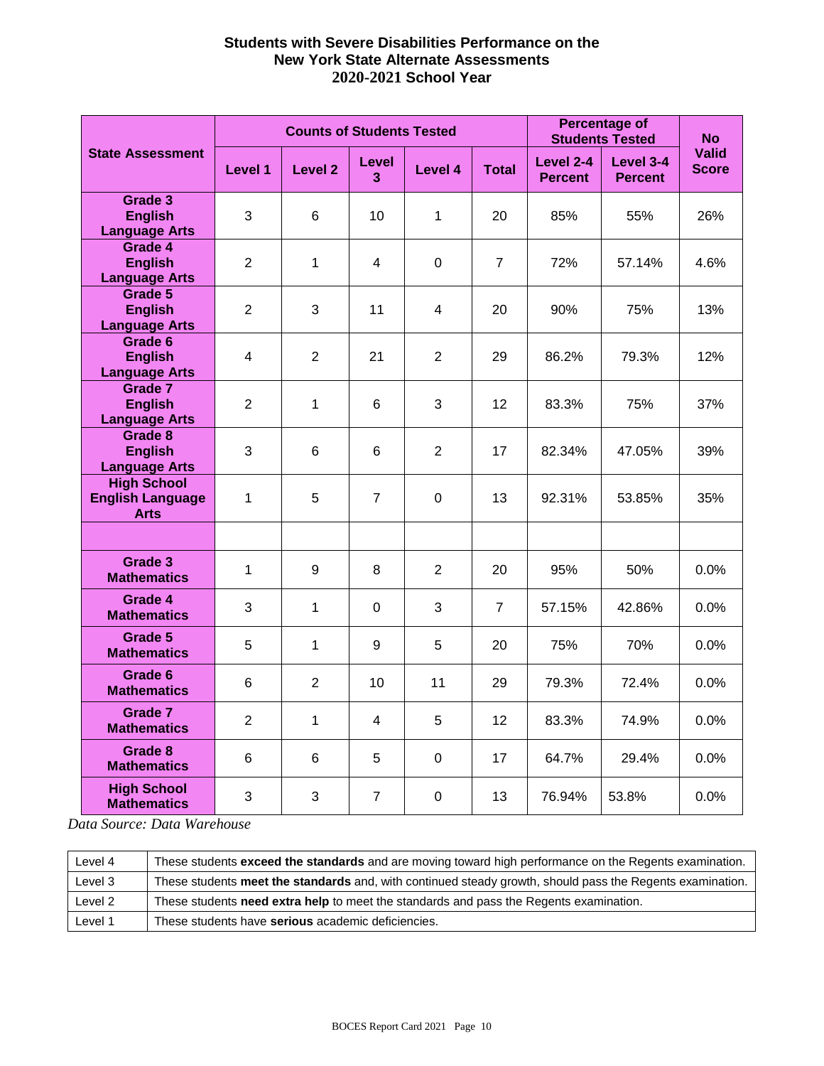# Students with Severe Disabilities Performance on the New York State Alternate Assessments 2020-2021 School Year

| State Assessment | Counts of Students Tested | | | | | Percentage of Students Tested | | No Valid Score |
|---|---|---|---|---|---|---|---|---|
| | Level 1 | Level 2 | Level 3 | Level 4 | Total | Level 2-4 Percent | Level 3-4 Percent | |
| Grade 3 English Language Arts | 3 | 6 | 10 | 1 | 20 | 85% | 55% | 26% |
| Grade 4 English Language Arts | 2 | 1 | 4 | 0 | 7 | 72% | 57.14% | 4.6% |
| Grade 5 English Language Arts | 2 | 3 | 11 | 4 | 20 | 90% | 75% | 13% |
| Grade 6 English Language Arts | 4 | 2 | 21 | 2 | 29 | 86.2% | 79.3% | 12% |
| Grade 7 English Language Arts | 2 | 1 | 6 | 3 | 12 | 83.3% | 75% | 37% |
| Grade 8 English Language Arts | 3 | 6 | 6 | 2 | 17 | 82.34% | 47.05% | 39% |
| High School English Language Arts | 1 | 5 | 7 | 0 | 13 | 92.31% | 53.85% | 35% |
| | | | | | | | | |
| Grade 3 Mathematics | 1 | 9 | 8 | 2 | 20 | 95% | 50% | 0.0% |
| Grade 4 Mathematics | 3 | 1 | 0 | 3 | 7 | 57.15% | 42.86% | 0.0% |
| Grade 5 Mathematics | 5 | 1 | 9 | 5 | 20 | 75% | 70% | 0.0% |
| Grade 6 Mathematics | 6 | 2 | 10 | 11 | 29 | 79.3% | 72.4% | 0.0% |
| Grade 7 Mathematics | 2 | 1 | 4 | 5 | 12 | 83.3% | 74.9% | 0.0% |
| Grade 8 Mathematics | 6 | 6 | 5 | 0 | 17 | 64.7% | 29.4% | 0.0% |
| High School Mathematics | 3 | 3 | 7 | 0 | 13 | 76.94% | 53.8% | 0.0% |

*Data Source: Data Warehouse*

| | |
|---|---|
| Level 4 | These students **exceed the standards** and are moving toward high performance on the Regents examination. |
| Level 3 | These students **meet the standards** and, with continued steady growth, should pass the Regents examination. |
| Level 2 | These students **need extra help** to meet the standards and pass the Regents examination. |
| Level 1 | These students have **serious** academic deficiencies. |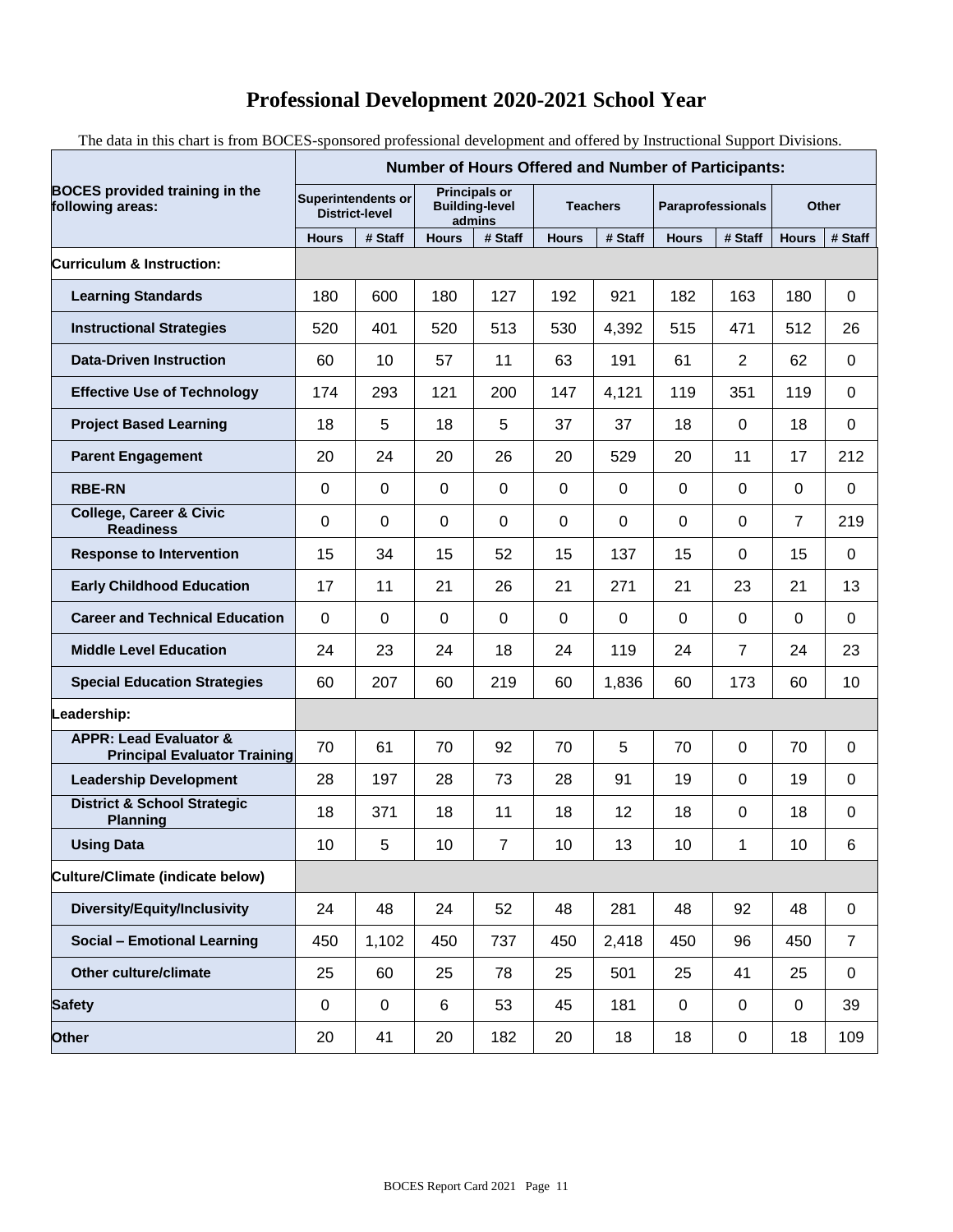# Professional Development 2020-2021 School Year

The data in this chart is from BOCES-sponsored professional development and offered by Instructional Support Divisions.

| BOCES provided training in the following areas: | Number of Hours Offered and Number of Participants: | | | | | | | | | |
|---|---|---|---|---|---|---|---|---|---|---|
| | Superintendents or District-level | | Principals or Building-level admins | | Teachers | | Paraprofessionals | | Other | |
| | Hours | # Staff | Hours | # Staff | Hours | # Staff | Hours | # Staff | Hours | # Staff |
| **Curriculum & Instruction:** | | | | | | | | | | |
| **Learning Standards** | 180 | 600 | 180 | 127 | 192 | 921 | 182 | 163 | 180 | 0 |
| **Instructional Strategies** | 520 | 401 | 520 | 513 | 530 | 4,392 | 515 | 471 | 512 | 26 |
| **Data-Driven Instruction** | 60 | 10 | 57 | 11 | 63 | 191 | 61 | 2 | 62 | 0 |
| **Effective Use of Technology** | 174 | 293 | 121 | 200 | 147 | 4,121 | 119 | 351 | 119 | 0 |
| **Project Based Learning** | 18 | 5 | 18 | 5 | 37 | 37 | 18 | 0 | 18 | 0 |
| **Parent Engagement** | 20 | 24 | 20 | 26 | 20 | 529 | 20 | 11 | 17 | 212 |
| **RBE-RN** | 0 | 0 | 0 | 0 | 0 | 0 | 0 | 0 | 0 | 0 |
| **College, Career & Civic Readiness** | 0 | 0 | 0 | 0 | 0 | 0 | 0 | 0 | 7 | 219 |
| **Response to Intervention** | 15 | 34 | 15 | 52 | 15 | 137 | 15 | 0 | 15 | 0 |
| **Early Childhood Education** | 17 | 11 | 21 | 26 | 21 | 271 | 21 | 23 | 21 | 13 |
| **Career and Technical Education** | 0 | 0 | 0 | 0 | 0 | 0 | 0 | 0 | 0 | 0 |
| **Middle Level Education** | 24 | 23 | 24 | 18 | 24 | 119 | 24 | 7 | 24 | 23 |
| **Special Education Strategies** | 60 | 207 | 60 | 219 | 60 | 1,836 | 60 | 173 | 60 | 10 |
| **Leadership:** | | | | | | | | | | |
| **APPR: Lead Evaluator & Principal Evaluator Training** | 70 | 61 | 70 | 92 | 70 | 5 | 70 | 0 | 70 | 0 |
| **Leadership Development** | 28 | 197 | 28 | 73 | 28 | 91 | 19 | 0 | 19 | 0 |
| **District & School Strategic Planning** | 18 | 371 | 18 | 11 | 18 | 12 | 18 | 0 | 18 | 0 |
| **Using Data** | 10 | 5 | 10 | 7 | 10 | 13 | 10 | 1 | 10 | 6 |
| **Culture/Climate (indicate below)** | | | | | | | | | | |
| **Diversity/Equity/Inclusivity** | 24 | 48 | 24 | 52 | 48 | 281 | 48 | 92 | 48 | 0 |
| **Social – Emotional Learning** | 450 | 1,102 | 450 | 737 | 450 | 2,418 | 450 | 96 | 450 | 7 |
| **Other culture/climate** | 25 | 60 | 25 | 78 | 25 | 501 | 25 | 41 | 25 | 0 |
| **Safety** | 0 | 0 | 6 | 53 | 45 | 181 | 0 | 0 | 0 | 39 |
| **Other** | 20 | 41 | 20 | 182 | 20 | 18 | 18 | 0 | 18 | 109 |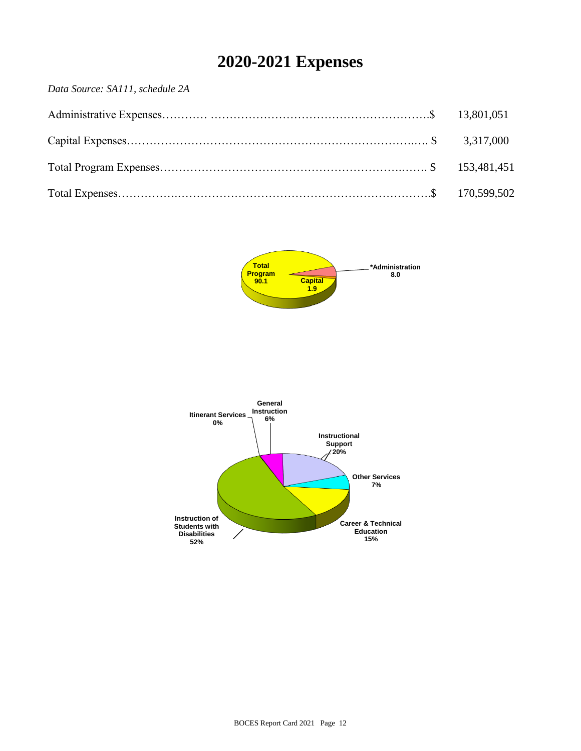# 2020-2021 Expenses

*Data Source: SA111, schedule 2A*

| | |
|---|---|
| Administrative Expenses……………………………………………………………….$ | 13,801,051 |
| Capital Expenses…………………………………………………………………… $ | 3,317,000 |
| Total Program Expenses……………………………………………………………. $ | 153,481,451 |
| Total Expenses…………………………………………………………………….$ | 170,599,502 |

Total Program
90.1

Capital
1.9

*Administration
8.0

General Instruction
6%

Itinerant Services
0%

Instructional Support
20%

Other Services
7%

Career & Technical Education
15%

Instruction of Students with Disabilities
52%